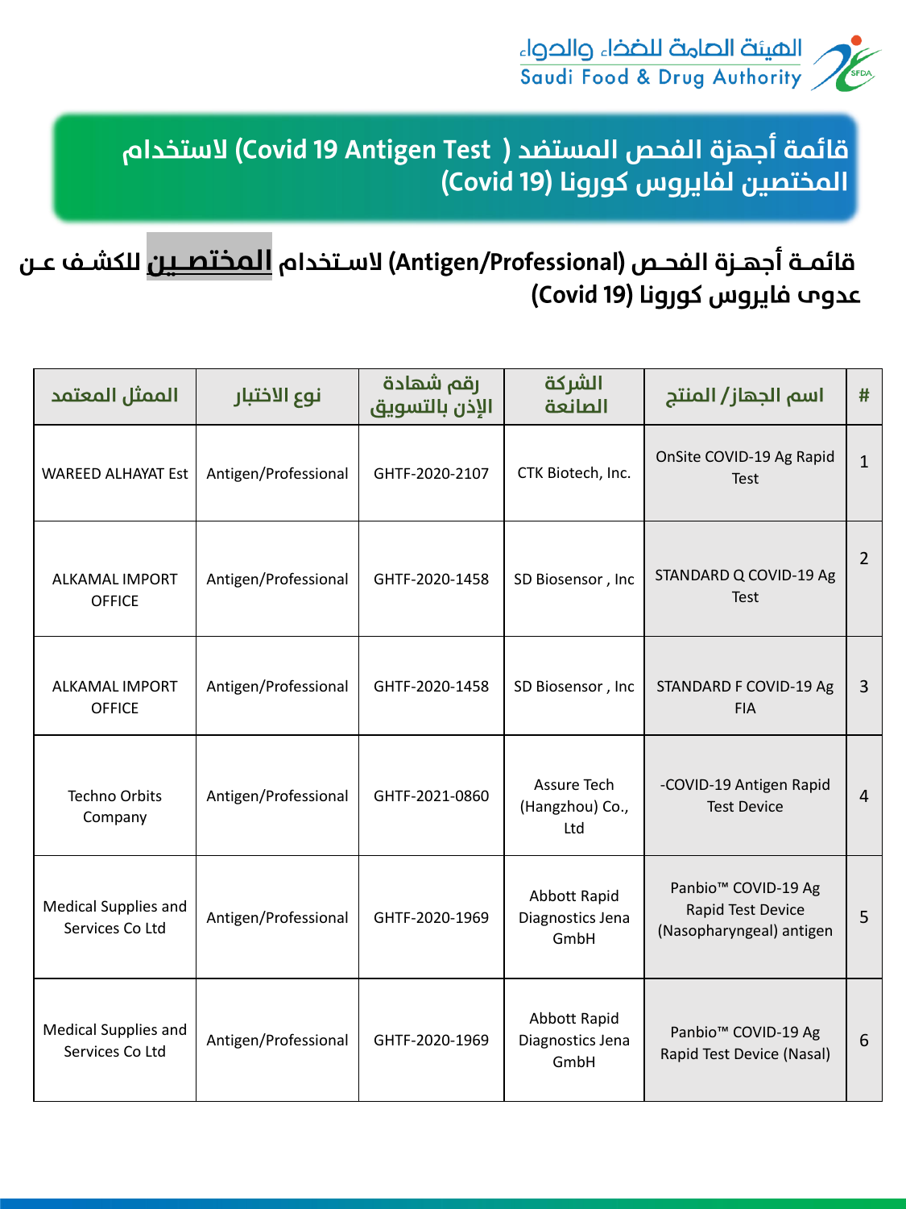الهيئة العامة للغذاء والدواء
Saudi Food & Drug Authority

# قائمة أجهزة الفحص المستضد ( Covid 19 Antigen Test) لاستخدام المختصين لفايروس كورونا (Covid 19)

## قائمـة أجهـزة الفحـص (Antigen/Professional) لاسـتخدام **المختصـين** للكشـف عـن عدوى فايروس كورونا (Covid 19)

| # | اسم الجهاز/ المنتج | الشركة الصانعة | رقم شهادة الإذن بالتسويق | نوع الاختبار | الممثل المعتمد |
|---|---|---|---|---|---|
| 1 | OnSite COVID-19 Ag Rapid Test | CTK Biotech, Inc. | GHTF-2020-2107 | Antigen/Professional | WAREED ALHAYAT Est |
| 2 | STANDARD Q COVID-19 Ag Test | SD Biosensor , Inc | GHTF-2020-1458 | Antigen/Professional | ALKAMAL IMPORT OFFICE |
| 3 | STANDARD F COVID-19 Ag FIA | SD Biosensor , Inc | GHTF-2020-1458 | Antigen/Professional | ALKAMAL IMPORT OFFICE |
| 4 | -COVID-19 Antigen Rapid Test Device | Assure Tech (Hangzhou) Co., Ltd | GHTF-2021-0860 | Antigen/Professional | Techno Orbits Company |
| 5 | Panbio™ COVID-19 Ag Rapid Test Device (Nasopharyngeal) antigen | Abbott Rapid Diagnostics Jena GmbH | GHTF-2020-1969 | Antigen/Professional | Medical Supplies and Services Co Ltd |
| 6 | Panbio™ COVID-19 Ag Rapid Test Device (Nasal) | Abbott Rapid Diagnostics Jena GmbH | GHTF-2020-1969 | Antigen/Professional | Medical Supplies and Services Co Ltd |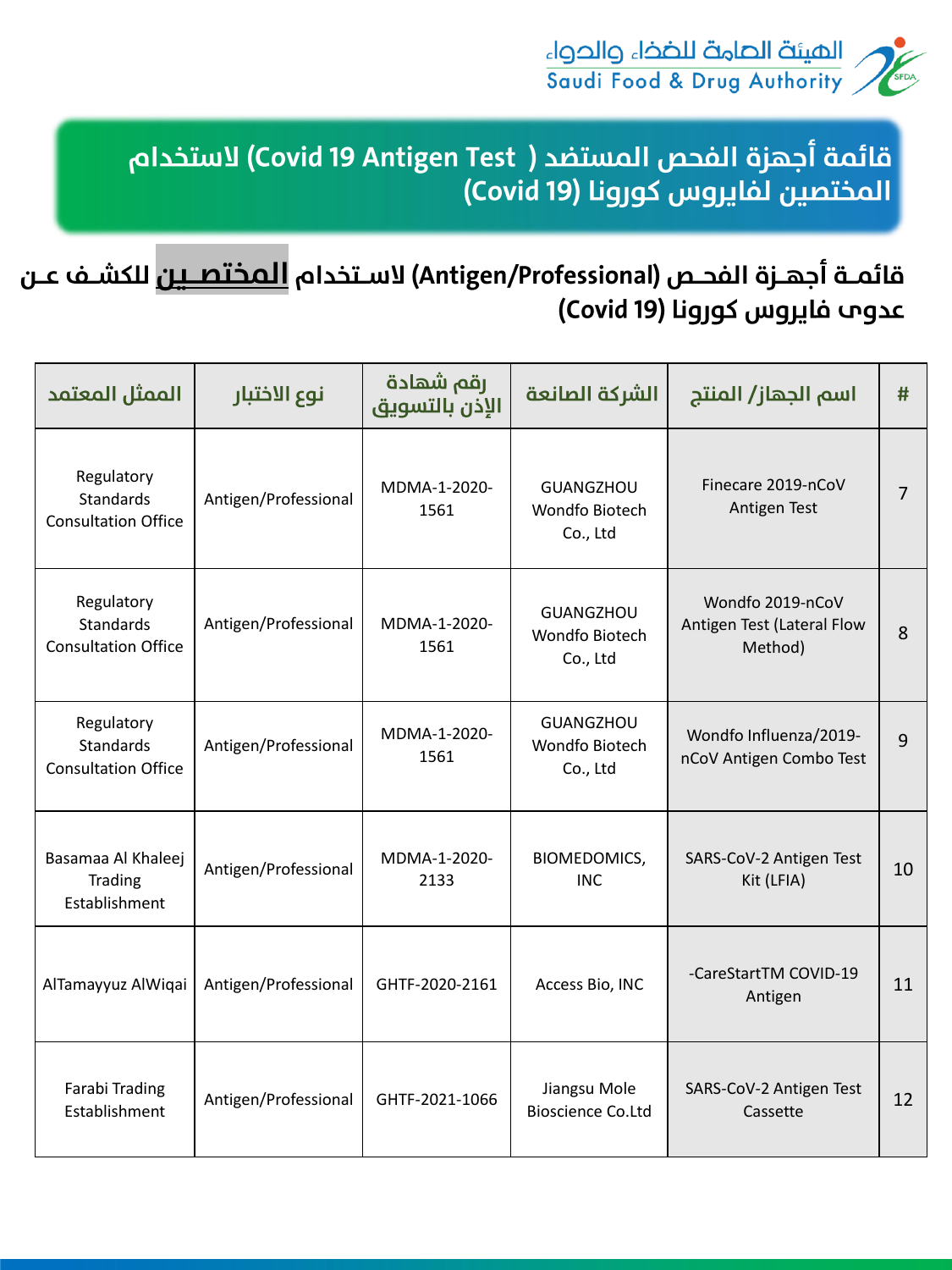# قائمة أجهزة الفحص المستضد ( Covid 19 Antigen Test) لاستخدام المختصين لفايروس كورونا (Covid 19)

## قائمـة أجهـزة الفحـص (Antigen/Professional) لاسـتخدام المختصـين للكشـف عـن عدوى فايروس كورونا (Covid 19)

| # | اسم الجهاز/ المنتج | الشركة الصانعة | رقم شهادة الإذن بالتسويق | نوع الاختبار | الممثل المعتمد |
|---|---|---|---|---|---|
| 7 | Finecare 2019-nCoV Antigen Test | GUANGZHOU Wondfo Biotech Co., Ltd | MDMA-1-2020-1561 | Antigen/Professional | Regulatory Standards Consultation Office |
| 8 | Wondfo 2019-nCoV Antigen Test (Lateral Flow Method) | GUANGZHOU Wondfo Biotech Co., Ltd | MDMA-1-2020-1561 | Antigen/Professional | Regulatory Standards Consultation Office |
| 9 | Wondfo Influenza/2019-nCoV Antigen Combo Test | GUANGZHOU Wondfo Biotech Co., Ltd | MDMA-1-2020-1561 | Antigen/Professional | Regulatory Standards Consultation Office |
| 10 | SARS-CoV-2 Antigen Test Kit (LFIA) | BIOMEDOMICS, INC | MDMA-1-2020-2133 | Antigen/Professional | Basamaa Al Khaleej Trading Establishment |
| 11 | -CareStartTM COVID-19 Antigen | Access Bio, INC | GHTF-2020-2161 | Antigen/Professional | AlTamayyuz AlWiqai |
| 12 | SARS-CoV-2 Antigen Test Cassette | Jiangsu Mole Bioscience Co.Ltd | GHTF-2021-1066 | Antigen/Professional | Farabi Trading Establishment |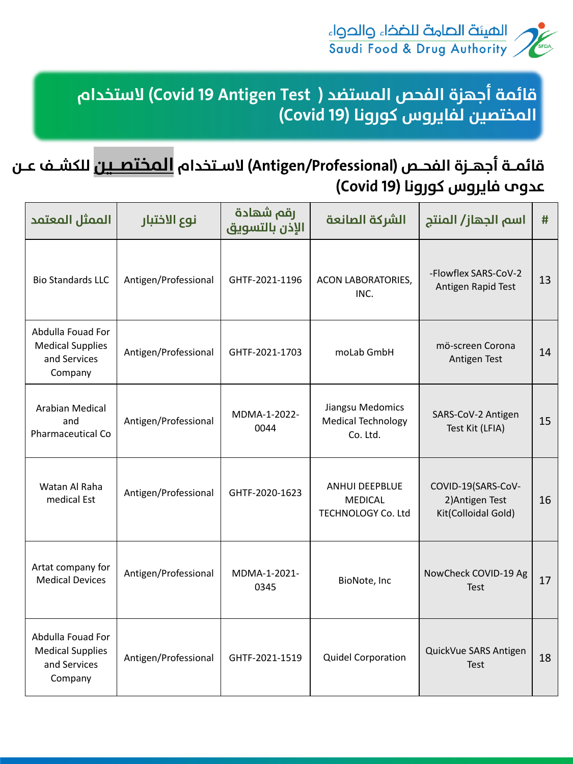## قائمة أجهزة الفحص المستضد ( Covid 19 Antigen Test) لاستخدام المختصين لفايروس كورونا (Covid 19)

### قائمـة أجهـزة الفحـص (Antigen/Professional) لاسـتخدام المختصـين للكشـف عـن عدوى فايروس كورونا (Covid 19)

| # | اسم الجهاز/ المنتج | الشركة الصانعة | رقم شهادة الإذن بالتسويق | نوع الاختبار | الممثل المعتمد |
|---|---|---|---|---|---|
| 13 | -Flowflex SARS-CoV-2 Antigen Rapid Test | ACON LABORATORIES, INC. | GHTF-2021-1196 | Antigen/Professional | Bio Standards LLC |
| 14 | mö-screen Corona Antigen Test | moLab GmbH | GHTF-2021-1703 | Antigen/Professional | Abdulla Fouad For Medical Supplies and Services Company |
| 15 | SARS-CoV-2 Antigen Test Kit (LFIA) | Jiangsu Medomics Medical Technology Co. Ltd. | MDMA-1-2022-0044 | Antigen/Professional | Arabian Medical and Pharmaceutical Co |
| 16 | COVID-19(SARS-CoV-2)Antigen Test Kit(Colloidal Gold) | ANHUI DEEPBLUE MEDICAL TECHNOLOGY Co. Ltd | GHTF-2020-1623 | Antigen/Professional | Watan Al Raha medical Est |
| 17 | NowCheck COVID-19 Ag Test | BioNote, Inc | MDMA-1-2021-0345 | Antigen/Professional | Artat company for Medical Devices |
| 18 | QuickVue SARS Antigen Test | Quidel Corporation | GHTF-2021-1519 | Antigen/Professional | Abdulla Fouad For Medical Supplies and Services Company |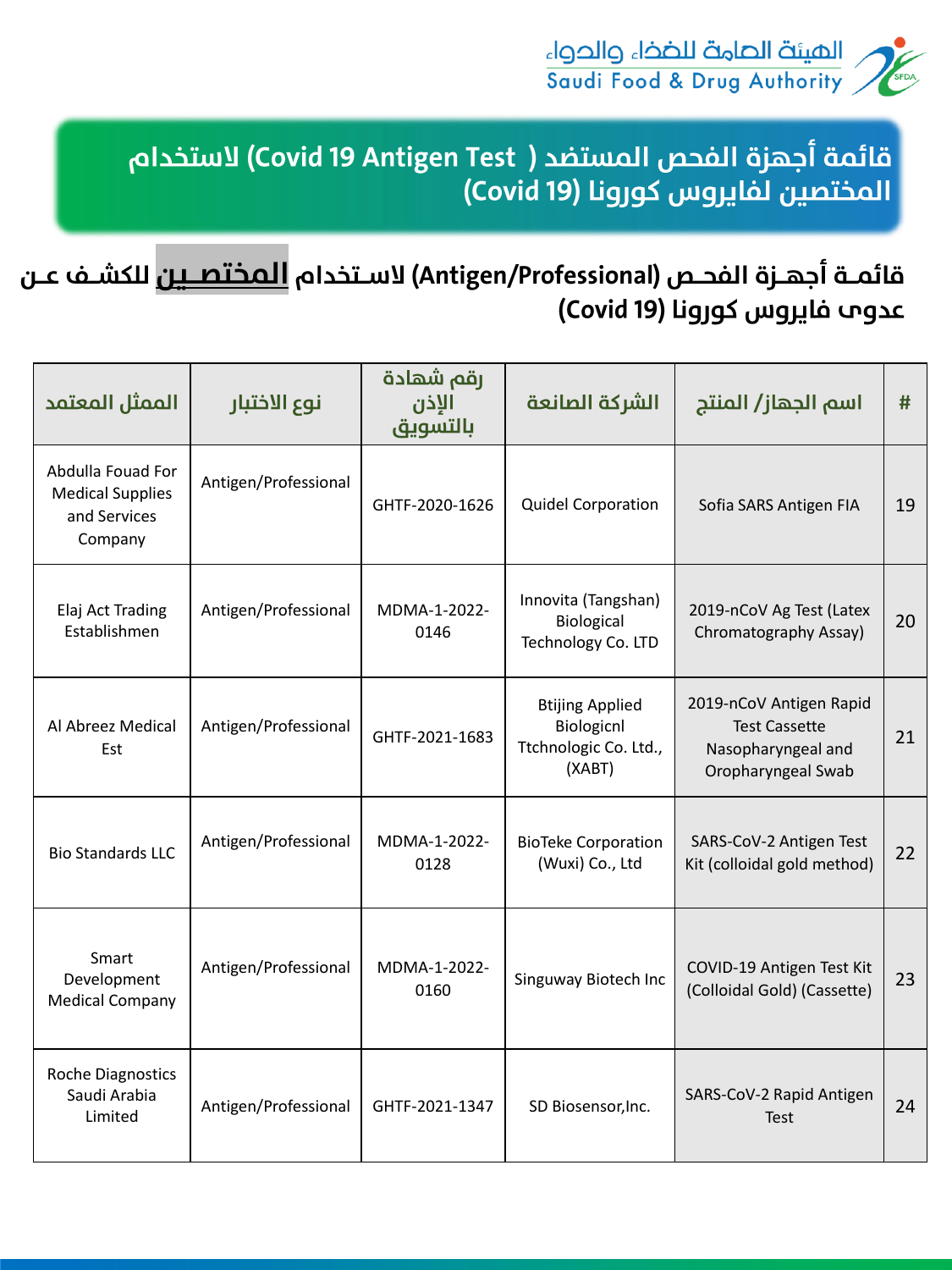## قائمة أجهزة الفحص المستضد (Covid 19 Antigen Test ) لاستخدام المختصين لفايروس كورونا (Covid 19)

### قائمـة أجهـزة الفحـص (Antigen/Professional) لاسـتخدام **المختصـين** للكشـف عـن عدوى فايروس كورونا (Covid 19)

| # | اسم الجهاز/ المنتج | الشركة الصانعة | رقم شهادة الإذن بالتسويق | نوع الاختبار | الممثل المعتمد |
|---|---|---|---|---|---|
| 19 | Sofia SARS Antigen FIA | Quidel Corporation | GHTF-2020-1626 | Antigen/Professional | Abdulla Fouad For Medical Supplies and Services Company |
| 20 | 2019-nCoV Ag Test (Latex Chromatography Assay) | Innovita (Tangshan) Biological Technology Co. LTD | MDMA-1-2022-0146 | Antigen/Professional | Elaj Act Trading Establishmen |
| 21 | 2019-nCoV Antigen Rapid Test Cassette Nasopharyngeal and Oropharyngeal Swab | Btijing Applied Biologicnl Ttchnologic Co. Ltd., (XABT) | GHTF-2021-1683 | Antigen/Professional | Al Abreez Medical Est |
| 22 | SARS-CoV-2 Antigen Test Kit (colloidal gold method) | BioTeke Corporation (Wuxi) Co., Ltd | MDMA-1-2022-0128 | Antigen/Professional | Bio Standards LLC |
| 23 | COVID-19 Antigen Test Kit (Colloidal Gold) (Cassette) | Singuway Biotech Inc | MDMA-1-2022-0160 | Antigen/Professional | Smart Development Medical Company |
| 24 | SARS-CoV-2 Rapid Antigen Test | SD Biosensor,Inc. | GHTF-2021-1347 | Antigen/Professional | Roche Diagnostics Saudi Arabia Limited |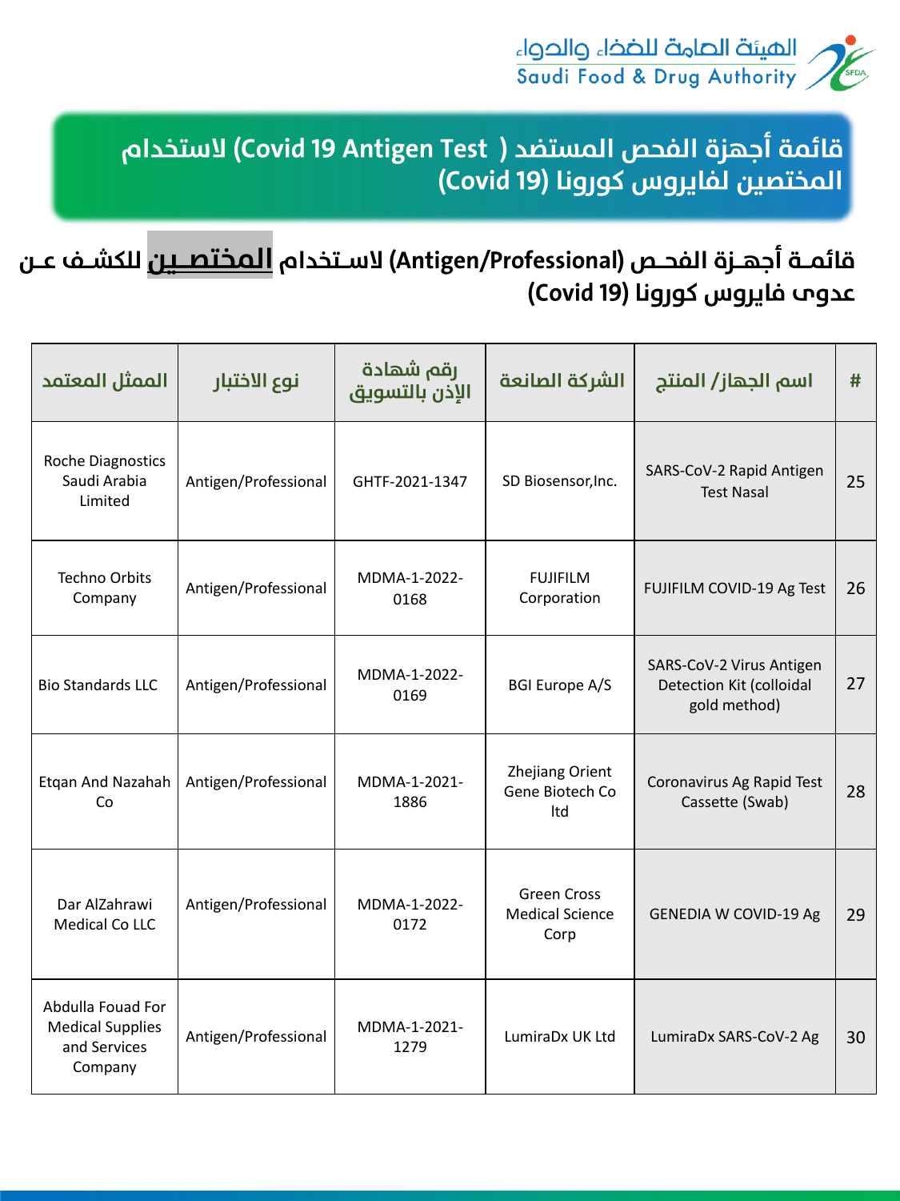# قائمة أجهزة الفحص المستضد ( Covid 19 Antigen Test) لاستخدام المختصين لفايروس كورونا (Covid 19)

## قائمـة أجهـزة الفحـص (Antigen/Professional) لاسـتخدام **المختصـين** للكشـف عـن عدوى فايروس كورونا (Covid 19)

| # | اسم الجهاز/ المنتج | الشركة الصانعة | رقم شهادة الإذن بالتسويق | نوع الاختبار | الممثل المعتمد |
|---|---|---|---|---|---|
| 25 | SARS-CoV-2 Rapid Antigen Test Nasal | SD Biosensor,Inc. | GHTF-2021-1347 | Antigen/Professional | Roche Diagnostics Saudi Arabia Limited |
| 26 | FUJIFILM COVID-19 Ag Test | FUJIFILM Corporation | MDMA-1-2022-0168 | Antigen/Professional | Techno Orbits Company |
| 27 | SARS-CoV-2 Virus Antigen Detection Kit (colloidal gold method) | BGI Europe A/S | MDMA-1-2022-0169 | Antigen/Professional | Bio Standards LLC |
| 28 | Coronavirus Ag Rapid Test Cassette (Swab) | Zhejiang Orient Gene Biotech Co ltd | MDMA-1-2021-1886 | Antigen/Professional | Etqan And Nazahah Co |
| 29 | GENEDIA W COVID-19 Ag | Green Cross Medical Science Corp | MDMA-1-2022-0172 | Antigen/Professional | Dar AlZahrawi Medical Co LLC |
| 30 | LumiraDx SARS-CoV-2 Ag | LumiraDx UK Ltd | MDMA-1-2021-1279 | Antigen/Professional | Abdulla Fouad For Medical Supplies and Services Company |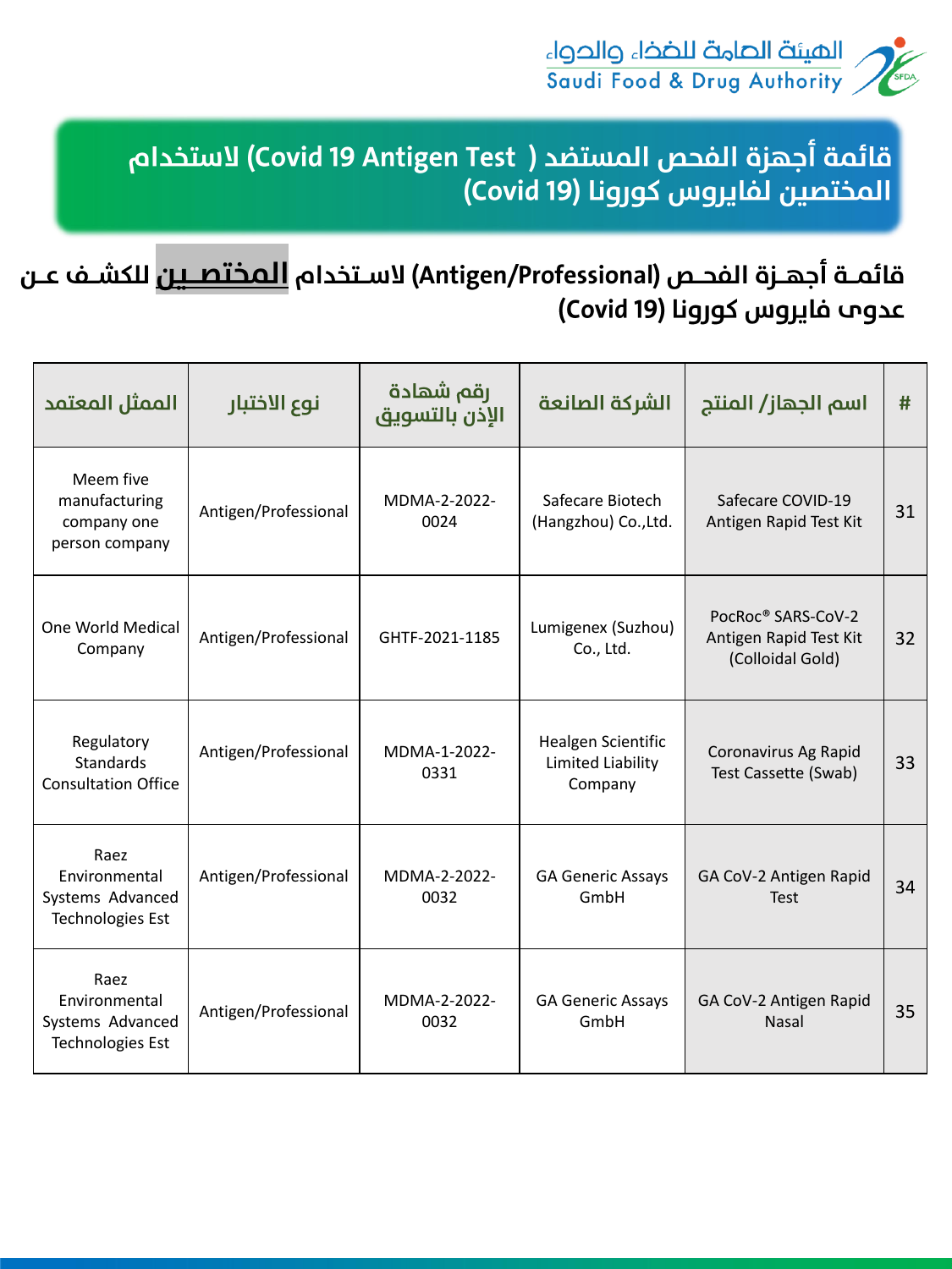# قائمة أجهزة الفحص المستضد ( Covid 19 Antigen Test) لاستخدام المختصين لفايروس كورونا (Covid 19)

## قائمـة أجهـزة الفحـص (Antigen/Professional) لاسـتخدام **المختصـين** للكشـف عـن عدوى فايروس كورونا (Covid 19)

| # | اسم الجهاز/ المنتج | الشركة الصانعة | رقم شهادة الإذن بالتسويق | نوع الاختبار | الممثل المعتمد |
|---|---|---|---|---|---|
| 31 | Safecare COVID-19 Antigen Rapid Test Kit | Safecare Biotech (Hangzhou) Co.,Ltd. | MDMA-2-2022-0024 | Antigen/Professional | Meem five manufacturing company one person company |
| 32 | PocRoc® SARS-CoV-2 Antigen Rapid Test Kit (Colloidal Gold) | Lumigenex (Suzhou) Co., Ltd. | GHTF-2021-1185 | Antigen/Professional | One World Medical Company |
| 33 | Coronavirus Ag Rapid Test Cassette (Swab) | Healgen Scientific Limited Liability Company | MDMA-1-2022-0331 | Antigen/Professional | Regulatory Standards Consultation Office |
| 34 | GA CoV-2 Antigen Rapid Test | GA Generic Assays GmbH | MDMA-2-2022-0032 | Antigen/Professional | Raez Environmental Systems Advanced Technologies Est |
| 35 | GA CoV-2 Antigen Rapid Nasal | GA Generic Assays GmbH | MDMA-2-2022-0032 | Antigen/Professional | Raez Environmental Systems Advanced Technologies Est |